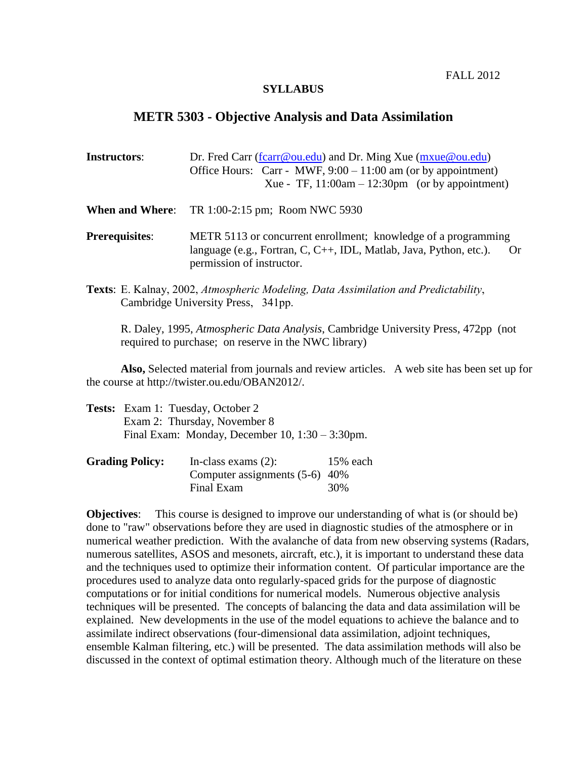FALL 2012

**SYLLABUS**

# METR 5303 - Objective Analysis and Data Assimilation

**Instructors**: Dr. Fred Carr (fcarr@ou.edu) and Dr. Ming Xue (mxue@ou.edu)
Office Hours: Carr - MWF, 9:00 – 11:00 am (or by appointment)
Xue - TF, 11:00am – 12:30pm (or by appointment)

**When and Where**: TR 1:00-2:15 pm; Room NWC 5930

**Prerequisites**: METR 5113 or concurrent enrollment; knowledge of a programming language (e.g., Fortran, C, C++, IDL, Matlab, Java, Python, etc.). Or permission of instructor.

**Texts**: E. Kalnay, 2002, *Atmospheric Modeling, Data Assimilation and Predictability*, Cambridge University Press, 341pp.

R. Daley, 1995, *Atmospheric Data Analysis*, Cambridge University Press, 472pp (not required to purchase; on reserve in the NWC library)

**Also,** Selected material from journals and review articles. A web site has been set up for the course at http://twister.ou.edu/OBAN2012/.

**Tests:** Exam 1: Tuesday, October 2
Exam 2: Thursday, November 8
Final Exam: Monday, December 10, 1:30 – 3:30pm.

**Grading Policy:**

| | |
|---|---|
| In-class exams (2): | 15% each |
| Computer assignments (5-6) | 40% |
| Final Exam | 30% |

**Objectives**: This course is designed to improve our understanding of what is (or should be) done to "raw" observations before they are used in diagnostic studies of the atmosphere or in numerical weather prediction. With the avalanche of data from new observing systems (Radars, numerous satellites, ASOS and mesonets, aircraft, etc.), it is important to understand these data and the techniques used to optimize their information content. Of particular importance are the procedures used to analyze data onto regularly-spaced grids for the purpose of diagnostic computations or for initial conditions for numerical models. Numerous objective analysis techniques will be presented. The concepts of balancing the data and data assimilation will be explained. New developments in the use of the model equations to achieve the balance and to assimilate indirect observations (four-dimensional data assimilation, adjoint techniques, ensemble Kalman filtering, etc.) will be presented. The data assimilation methods will also be discussed in the context of optimal estimation theory. Although much of the literature on these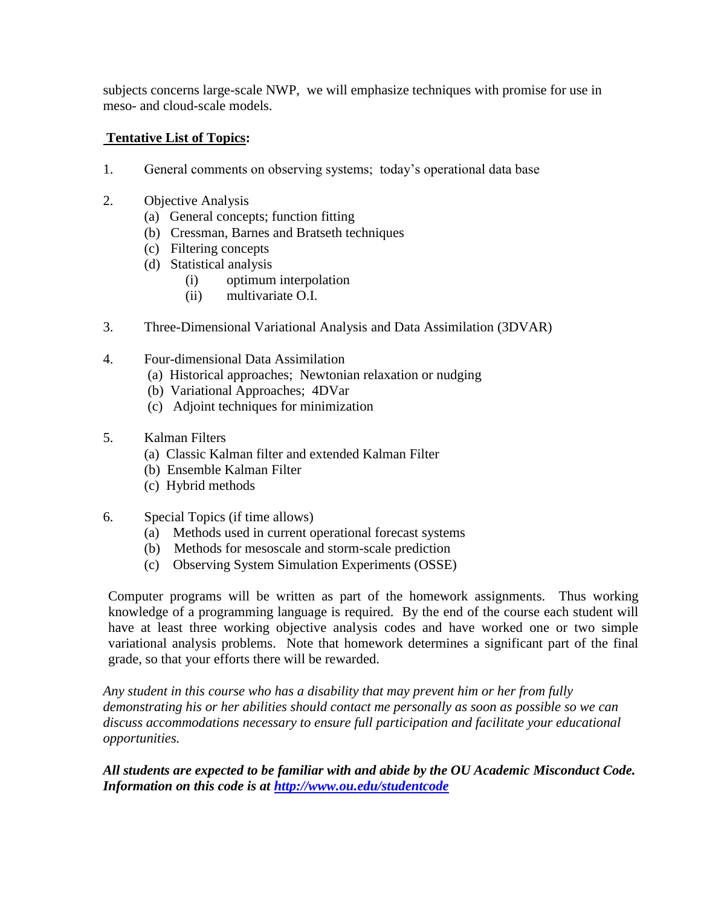subjects concerns large-scale NWP, we will emphasize techniques with promise for use in meso- and cloud-scale models.

**Tentative List of Topics:**

1. General comments on observing systems; today's operational data base

2. Objective Analysis
   - (a) General concepts; function fitting
   - (b) Cressman, Barnes and Bratseth techniques
   - (c) Filtering concepts
   - (d) Statistical analysis
     - (i) optimum interpolation
     - (ii) multivariate O.I.

3. Three-Dimensional Variational Analysis and Data Assimilation (3DVAR)

4. Four-dimensional Data Assimilation
   - (a) Historical approaches; Newtonian relaxation or nudging
   - (b) Variational Approaches; 4DVar
   - (c) Adjoint techniques for minimization

5. Kalman Filters
   - (a) Classic Kalman filter and extended Kalman Filter
   - (b) Ensemble Kalman Filter
   - (c) Hybrid methods

6. Special Topics (if time allows)
   - (a) Methods used in current operational forecast systems
   - (b) Methods for mesoscale and storm-scale prediction
   - (c) Observing System Simulation Experiments (OSSE)

Computer programs will be written as part of the homework assignments. Thus working knowledge of a programming language is required. By the end of the course each student will have at least three working objective analysis codes and have worked one or two simple variational analysis problems. Note that homework determines a significant part of the final grade, so that your efforts there will be rewarded.

*Any student in this course who has a disability that may prevent him or her from fully demonstrating his or her abilities should contact me personally as soon as possible so we can discuss accommodations necessary to ensure full participation and facilitate your educational opportunities.*

***All students are expected to be familiar with and abide by the OU Academic Misconduct Code. Information on this code is at [http://www.ou.edu/studentcode](http://www.ou.edu/studentcode)***